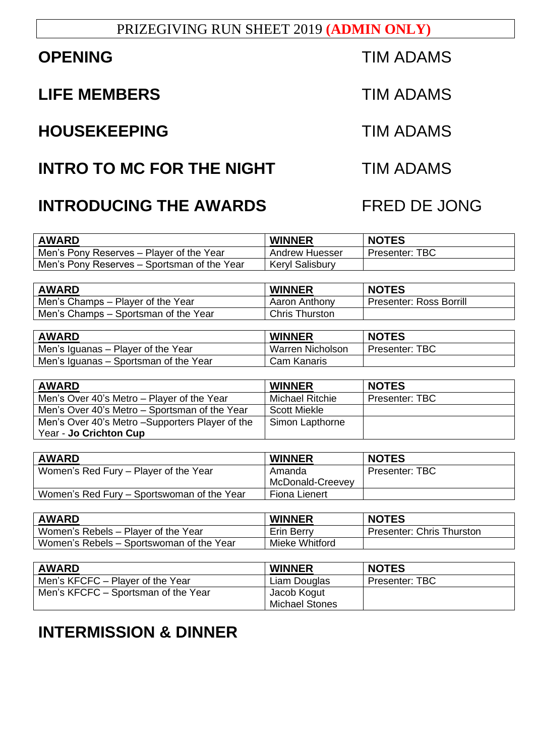# PRIZEGIVING RUN SHEET 2019 **(ADMIN ONLY)**

## OPENING — TIM ADAMS

## LIFE MEMBERS — TIM ADAMS

## HOUSEKEEPING — TIM ADAMS

## INTRO TO MC FOR THE NIGHT — TIM ADAMS

## INTRODUCING THE AWARDS — FRED DE JONG

| AWARD | WINNER | NOTES |
|---|---|---|
| Men's Pony Reserves – Player of the Year | Andrew Huesser | Presenter: TBC |
| Men's Pony Reserves – Sportsman of the Year | Keryl Salisbury | |

| AWARD | WINNER | NOTES |
|---|---|---|
| Men's Champs – Player of the Year | Aaron Anthony | Presenter: Ross Borrill |
| Men's Champs – Sportsman of the Year | Chris Thurston | |

| AWARD | WINNER | NOTES |
|---|---|---|
| Men's Iguanas – Player of the Year | Warren Nicholson | Presenter: TBC |
| Men's Iguanas – Sportsman of the Year | Cam Kanaris | |

| AWARD | WINNER | NOTES |
|---|---|---|
| Men's Over 40's Metro – Player of the Year | Michael Ritchie | Presenter: TBC |
| Men's Over 40's Metro – Sportsman of the Year | Scott Miekle | |
| Men's Over 40's Metro –Supporters Player of the Year - **Jo Crichton Cup** | Simon Lapthorne | |

| AWARD | WINNER | NOTES |
|---|---|---|
| Women's Red Fury – Player of the Year | Amanda McDonald-Creevey | Presenter: TBC |
| Women's Red Fury – Sportswoman of the Year | Fiona Lienert | |

| AWARD | WINNER | NOTES |
|---|---|---|
| Women's Rebels – Player of the Year | Erin Berry | Presenter: Chris Thurston |
| Women's Rebels – Sportswoman of the Year | Mieke Whitford | |

| AWARD | WINNER | NOTES |
|---|---|---|
| Men's KFCFC – Player of the Year | Liam Douglas | Presenter: TBC |
| Men's KFCFC – Sportsman of the Year | Jacob Kogut<br>Michael Stones | |

## INTERMISSION & DINNER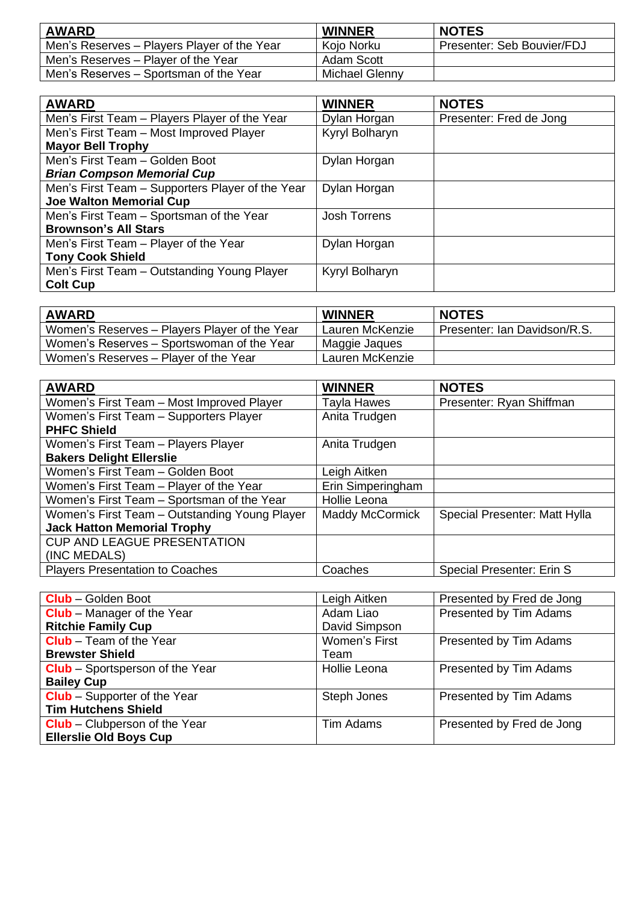| AWARD | WINNER | NOTES |
|---|---|---|
| Men's Reserves – Players Player of the Year | Kojo Norku | Presenter: Seb Bouvier/FDJ |
| Men's Reserves – Player of the Year | Adam Scott | |
| Men's Reserves – Sportsman of the Year | Michael Glenny | |

| AWARD | WINNER | NOTES |
|---|---|---|
| Men's First Team – Players Player of the Year | Dylan Horgan | Presenter: Fred de Jong |
| Men's First Team – Most Improved Player<br>**Mayor Bell Trophy** | Kyryl Bolharyn | |
| Men's First Team – Golden Boot<br>***Brian Compson Memorial Cup*** | Dylan Horgan | |
| Men's First Team – Supporters Player of the Year<br>**Joe Walton Memorial Cup** | Dylan Horgan | |
| Men's First Team – Sportsman of the Year<br>**Brownson's All Stars** | Josh Torrens | |
| Men's First Team – Player of the Year<br>**Tony Cook Shield** | Dylan Horgan | |
| Men's First Team – Outstanding Young Player<br>**Colt Cup** | Kyryl Bolharyn | |

| AWARD | WINNER | NOTES |
|---|---|---|
| Women's Reserves – Players Player of the Year | Lauren McKenzie | Presenter: Ian Davidson/R.S. |
| Women's Reserves – Sportswoman of the Year | Maggie Jaques | |
| Women's Reserves – Player of the Year | Lauren McKenzie | |

| AWARD | WINNER | NOTES |
|---|---|---|
| Women's First Team – Most Improved Player | Tayla Hawes | Presenter: Ryan Shiffman |
| Women's First Team – Supporters Player<br>**PHFC Shield** | Anita Trudgen | |
| Women's First Team – Players Player<br>**Bakers Delight Ellerslie** | Anita Trudgen | |
| Women's First Team – Golden Boot | Leigh Aitken | |
| Women's First Team – Player of the Year | Erin Simperingham | |
| Women's First Team – Sportsman of the Year | Hollie Leona | |
| Women's First Team – Outstanding Young Player<br>**Jack Hatton Memorial Trophy** | Maddy McCormick | Special Presenter: Matt Hylla |
| CUP AND LEAGUE PRESENTATION<br>(INC MEDALS) | | |
| Players Presentation to Coaches | Coaches | Special Presenter: Erin S |

| | | |
|---|---|---|
| **Club** – Golden Boot | Leigh Aitken | Presented by Fred de Jong |
| **Club** – Manager of the Year<br>**Ritchie Family Cup** | Adam Liao<br>David Simpson | Presented by Tim Adams |
| **Club** – Team of the Year<br>**Brewster Shield** | Women's First Team | Presented by Tim Adams |
| **Club** – Sportsperson of the Year<br>**Bailey Cup** | Hollie Leona | Presented by Tim Adams |
| **Club** – Supporter of the Year<br>**Tim Hutchens Shield** | Steph Jones | Presented by Tim Adams |
| **Club** – Clubperson of the Year<br>**Ellerslie Old Boys Cup** | Tim Adams | Presented by Fred de Jong |